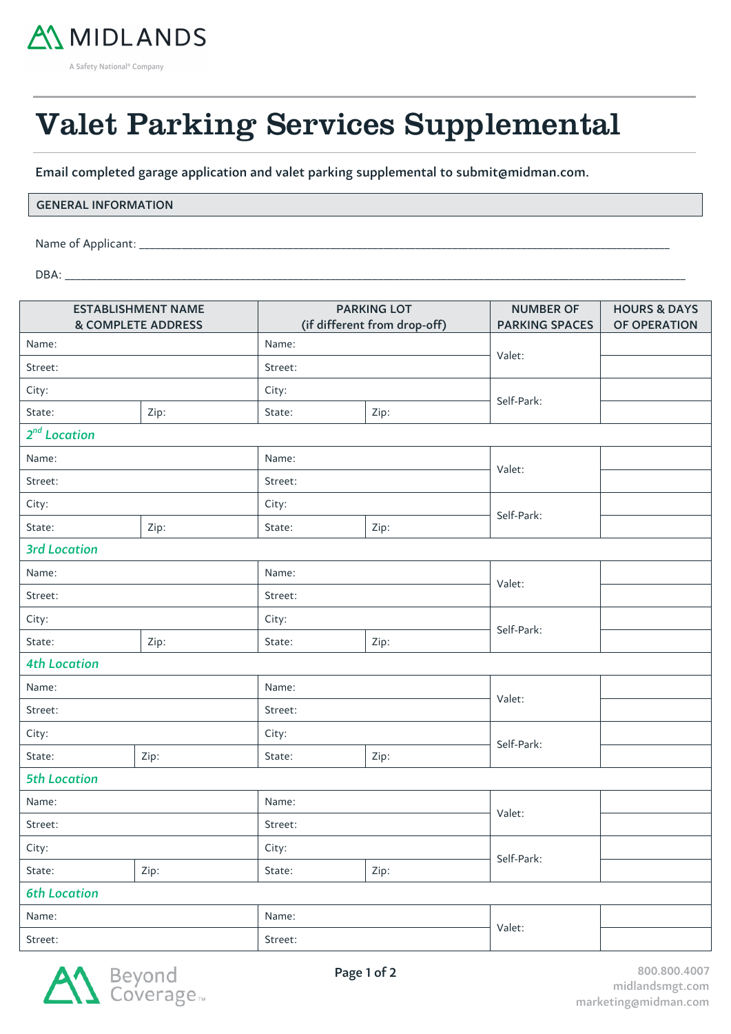MIDLANDS

A Safety National® Company

# Valet Parking Services Supplemental

**Email completed garage application and valet parking supplemental to submit@midman.com.**

## GENERAL INFORMATION

Name of Applicant: ___________________________________________________________________________

DBA: _________________________________________________________________________________

| ESTABLISHMENT NAME & COMPLETE ADDRESS | | PARKING LOT (if different from drop-off) | | NUMBER OF PARKING SPACES | HOURS & DAYS OF OPERATION |
|---|---|---|---|---|---|
| Name: | | Name: | | Valet: | |
| Street: | | Street: | | | |
| City: | | City: | | Self-Park: | |
| State: | Zip: | State: | Zip: | | |
| ***2nd Location*** | | | | | |
| Name: | | Name: | | Valet: | |
| Street: | | Street: | | | |
| City: | | City: | | Self-Park: | |
| State: | Zip: | State: | Zip: | | |
| ***3rd Location*** | | | | | |
| Name: | | Name: | | Valet: | |
| Street: | | Street: | | | |
| City: | | City: | | Self-Park: | |
| State: | Zip: | State: | Zip: | | |
| ***4th Location*** | | | | | |
| Name: | | Name: | | Valet: | |
| Street: | | Street: | | | |
| City: | | City: | | Self-Park: | |
| State: | Zip: | State: | Zip: | | |
| ***5th Location*** | | | | | |
| Name: | | Name: | | Valet: | |
| Street: | | Street: | | | |
| City: | | City: | | Self-Park: | |
| State: | Zip: | State: | Zip: | | |
| ***6th Location*** | | | | | |
| Name: | | Name: | | Valet: | |
| Street: | | Street: | | | |

Beyond Coverage™

800.800.4007
midlandsmgt.com
marketing@midman.com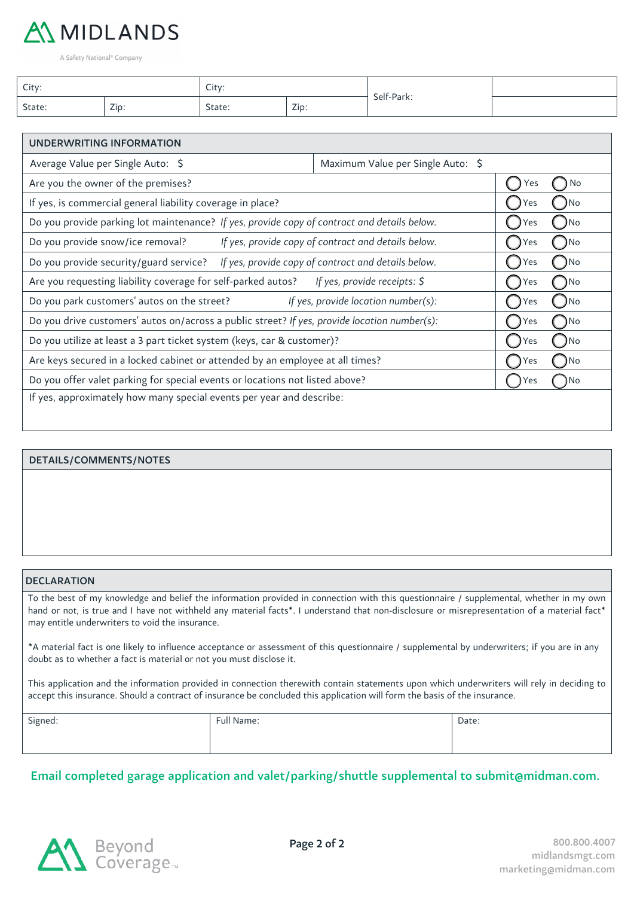# MIDLANDS

A Safety National® Company

| | | | | | |
|---|---|---|---|---|---|
| City: | | City: | | Self-Park: | |
| State: | Zip: | State: | Zip: | | |

## UNDERWRITING INFORMATION

| | |
|---|---|
| Average Value per Single Auto: $ | Maximum Value per Single Auto: $ |

| | |
|---|---|
| Are you the owner of the premises? | ◯ Yes ◯ No |
| If yes, is commercial general liability coverage in place? | ◯ Yes ◯ No |
| Do you provide parking lot maintenance? *If yes, provide copy of contract and details below.* | ◯ Yes ◯ No |
| Do you provide snow/ice removal? *If yes, provide copy of contract and details below.* | ◯ Yes ◯ No |
| Do you provide security/guard service? *If yes, provide copy of contract and details below.* | ◯ Yes ◯ No |
| Are you requesting liability coverage for self-parked autos? *If yes, provide receipts: $* | ◯ Yes ◯ No |
| Do you park customers' autos on the street? *If yes, provide location number(s):* | ◯ Yes ◯ No |
| Do you drive customers' autos on/across a public street? *If yes, provide location number(s):* | ◯ Yes ◯ No |
| Do you utilize at least a 3 part ticket system (keys, car & customer)? | ◯ Yes ◯ No |
| Are keys secured in a locked cabinet or attended by an employee at all times? | ◯ Yes ◯ No |
| Do you offer valet parking for special events or locations not listed above? | ◯ Yes ◯ No |

If yes, approximately how many special events per year and describe:

## DETAILS/COMMENTS/NOTES

## DECLARATION

To the best of my knowledge and belief the information provided in connection with this questionnaire / supplemental, whether in my own hand or not, is true and I have not withheld any material facts*. I understand that non-disclosure or misrepresentation of a material fact* may entitle underwriters to void the insurance.

*A material fact is one likely to influence acceptance or assessment of this questionnaire / supplemental by underwriters; if you are in any doubt as to whether a fact is material or not you must disclose it.

This application and the information provided in connection therewith contain statements upon which underwriters will rely in deciding to accept this insurance. Should a contract of insurance be concluded this application will form the basis of the insurance.

| | | |
|---|---|---|
| Signed: | Full Name: | Date: |

**Email completed garage application and valet/parking/shuttle supplemental to submit@midman.com.**

Beyond Coverage™

800.800.4007
midlandsmgt.com
marketing@midman.com